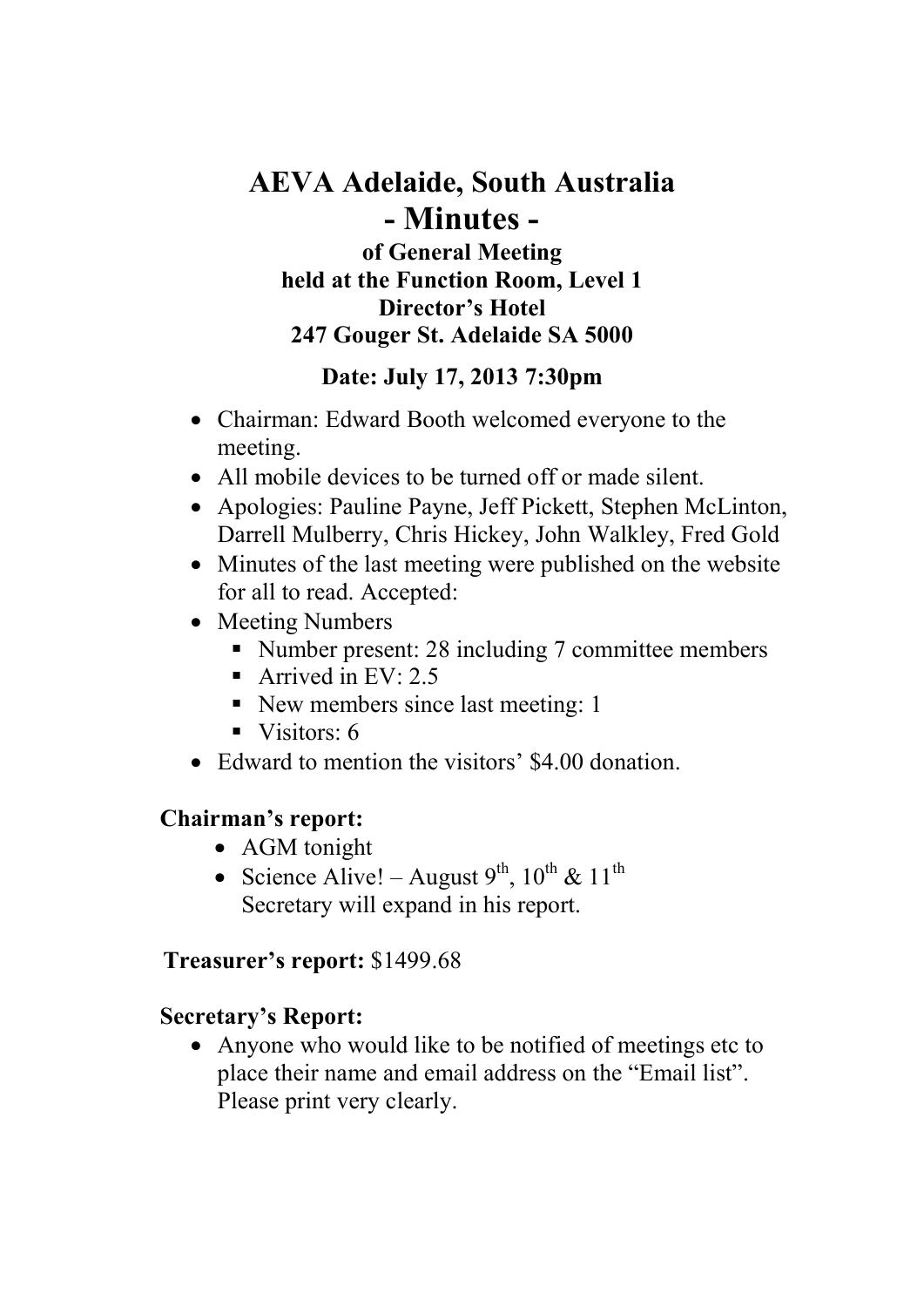# AEVA Adelaide, South Australia

# - Minutes -

### of General Meeting
### held at the Function Room, Level 1
### Director's Hotel
### 247 Gouger St. Adelaide SA 5000

### Date: July 17, 2013 7:30pm

- Chairman: Edward Booth welcomed everyone to the meeting.
- All mobile devices to be turned off or made silent.
- Apologies: Pauline Payne, Jeff Pickett, Stephen McLinton, Darrell Mulberry, Chris Hickey, John Walkley, Fred Gold
- Minutes of the last meeting were published on the website for all to read. Accepted:
- Meeting Numbers
  - Number present: 28 including 7 committee members
  - Arrived in EV: 2.5
  - New members since last meeting: 1
  - Visitors: 6
- Edward to mention the visitors' $4.00 donation.

**Chairman's report:**

- AGM tonight
- Science Alive! – August 9th, 10th & 11th
  Secretary will expand in his report.

**Treasurer's report:** $1499.68

**Secretary's Report:**

- Anyone who would like to be notified of meetings etc to place their name and email address on the "Email list". Please print very clearly.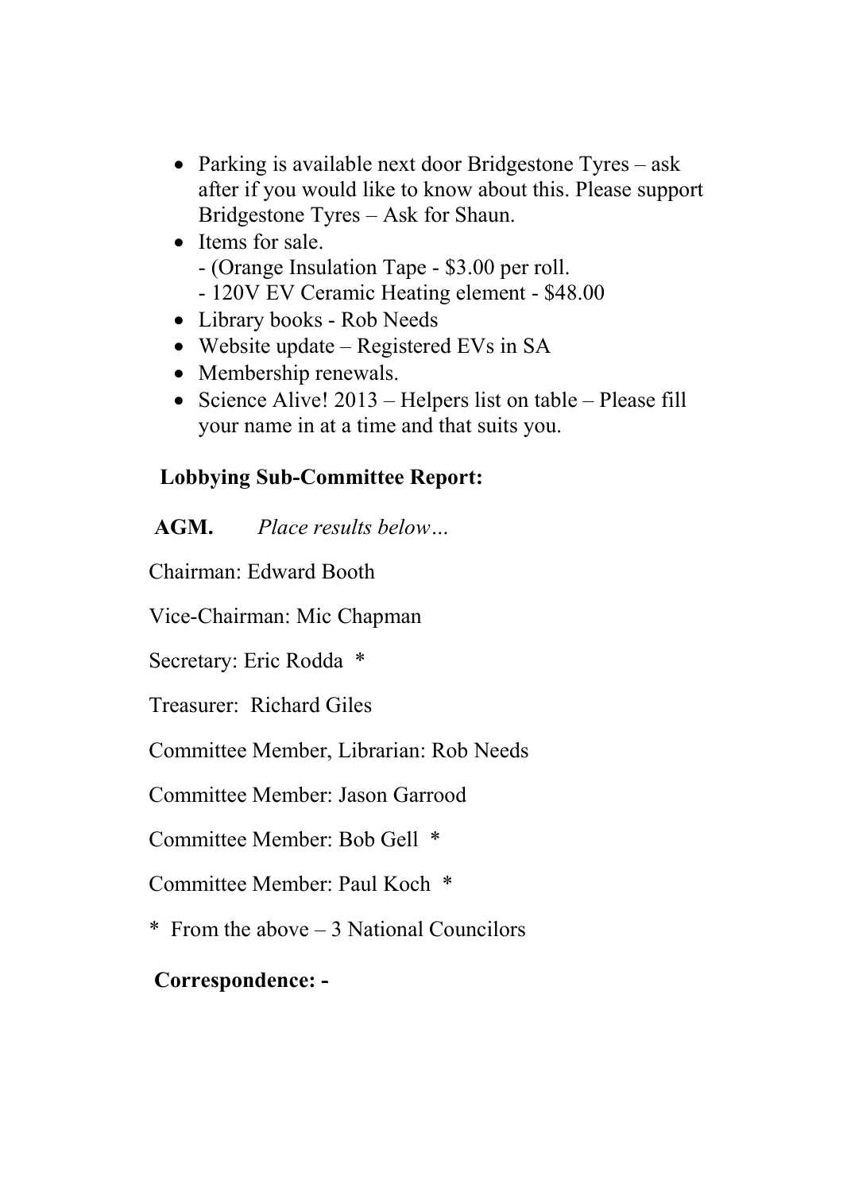- Parking is available next door Bridgestone Tyres – ask after if you would like to know about this. Please support Bridgestone Tyres – Ask for Shaun.
- Items for sale.
  - (Orange Insulation Tape - $3.00 per roll.
  - 120V EV Ceramic Heating element - $48.00
- Library books - Rob Needs
- Website update – Registered EVs in SA
- Membership renewals.
- Science Alive! 2013 – Helpers list on table – Please fill your name in at a time and that suits you.

**Lobbying Sub-Committee Report:**

**AGM.** *Place results below…*

Chairman: Edward Booth

Vice-Chairman: Mic Chapman

Secretary: Eric Rodda *

Treasurer: Richard Giles

Committee Member, Librarian: Rob Needs

Committee Member: Jason Garrood

Committee Member: Bob Gell *

Committee Member: Paul Koch *

* From the above – 3 National Councilors

**Correspondence: -**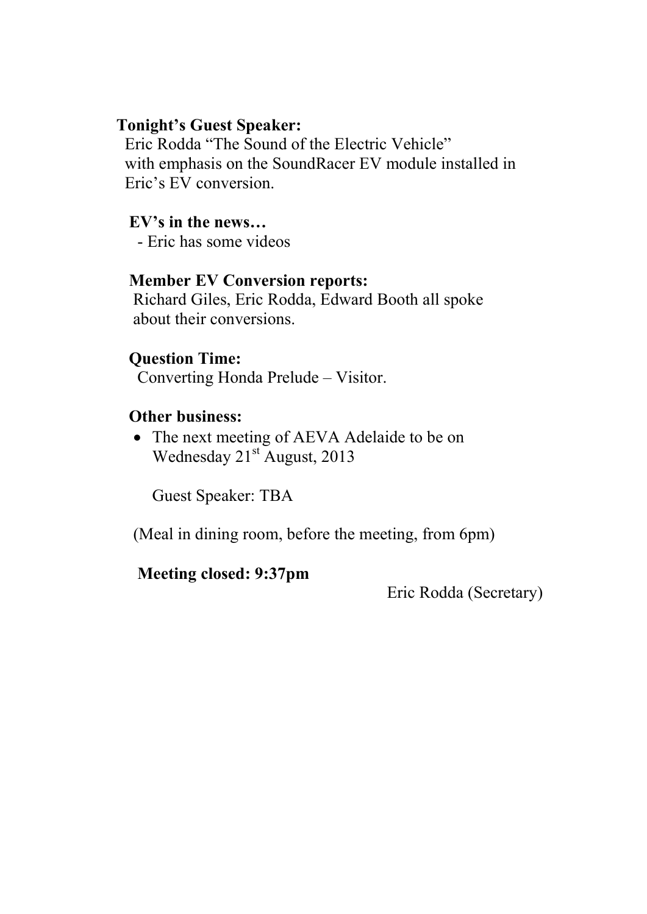**Tonight's Guest Speaker:**

Eric Rodda "The Sound of the Electric Vehicle" with emphasis on the SoundRacer EV module installed in Eric's EV conversion.

**EV's in the news…**

- Eric has some videos

**Member EV Conversion reports:**

Richard Giles, Eric Rodda, Edward Booth all spoke about their conversions.

**Question Time:**

Converting Honda Prelude – Visitor.

**Other business:**

- The next meeting of AEVA Adelaide to be on Wednesday 21st August, 2013

  Guest Speaker: TBA

(Meal in dining room, before the meeting, from 6pm)

**Meeting closed: 9:37pm**

Eric Rodda (Secretary)